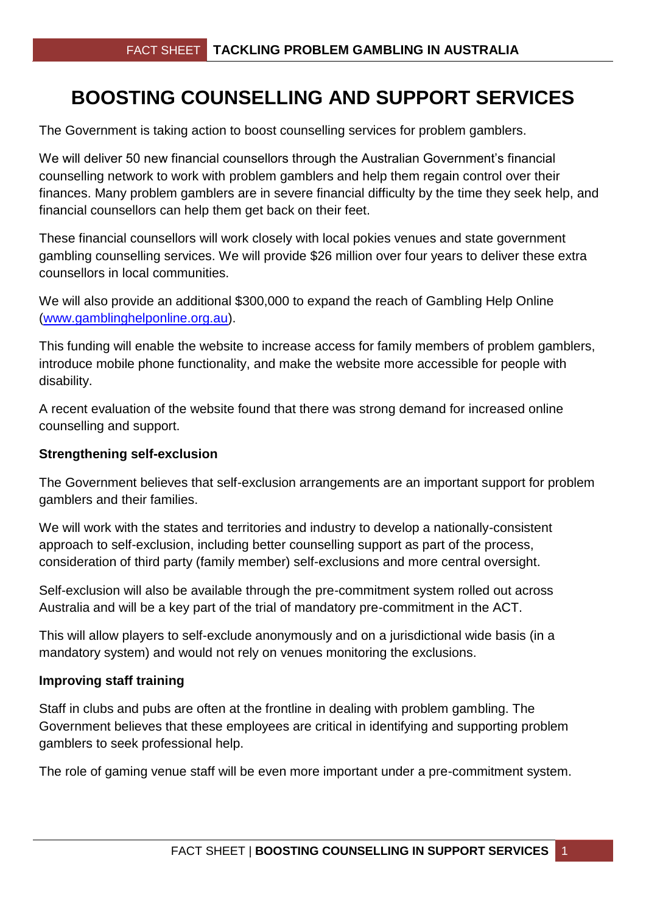# BOOSTING COUNSELLING AND SUPPORT SERVICES

The Government is taking action to boost counselling services for problem gamblers.

We will deliver 50 new financial counsellors through the Australian Government's financial counselling network to work with problem gamblers and help them regain control over their finances. Many problem gamblers are in severe financial difficulty by the time they seek help, and financial counsellors can help them get back on their feet.

These financial counsellors will work closely with local pokies venues and state government gambling counselling services. We will provide $26 million over four years to deliver these extra counsellors in local communities.

We will also provide an additional $300,000 to expand the reach of Gambling Help Online (www.gamblinghelponline.org.au).

This funding will enable the website to increase access for family members of problem gamblers, introduce mobile phone functionality, and make the website more accessible for people with disability.

A recent evaluation of the website found that there was strong demand for increased online counselling and support.

**Strengthening self-exclusion**

The Government believes that self-exclusion arrangements are an important support for problem gamblers and their families.

We will work with the states and territories and industry to develop a nationally-consistent approach to self-exclusion, including better counselling support as part of the process, consideration of third party (family member) self-exclusions and more central oversight.

Self-exclusion will also be available through the pre-commitment system rolled out across Australia and will be a key part of the trial of mandatory pre-commitment in the ACT.

This will allow players to self-exclude anonymously and on a jurisdictional wide basis (in a mandatory system) and would not rely on venues monitoring the exclusions.

**Improving staff training**

Staff in clubs and pubs are often at the frontline in dealing with problem gambling. The Government believes that these employees are critical in identifying and supporting problem gamblers to seek professional help.

The role of gaming venue staff will be even more important under a pre-commitment system.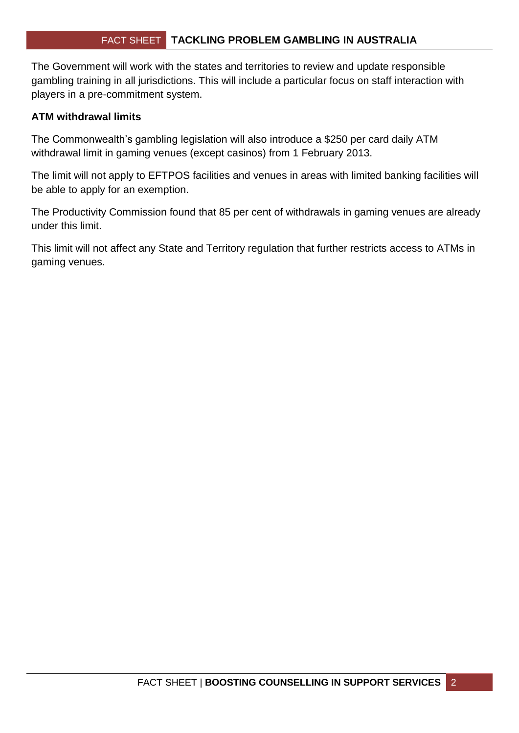The Government will work with the states and territories to review and update responsible gambling training in all jurisdictions. This will include a particular focus on staff interaction with players in a pre-commitment system.

**ATM withdrawal limits**

The Commonwealth's gambling legislation will also introduce a $250 per card daily ATM withdrawal limit in gaming venues (except casinos) from 1 February 2013.

The limit will not apply to EFTPOS facilities and venues in areas with limited banking facilities will be able to apply for an exemption.

The Productivity Commission found that 85 per cent of withdrawals in gaming venues are already under this limit.

This limit will not affect any State and Territory regulation that further restricts access to ATMs in gaming venues.